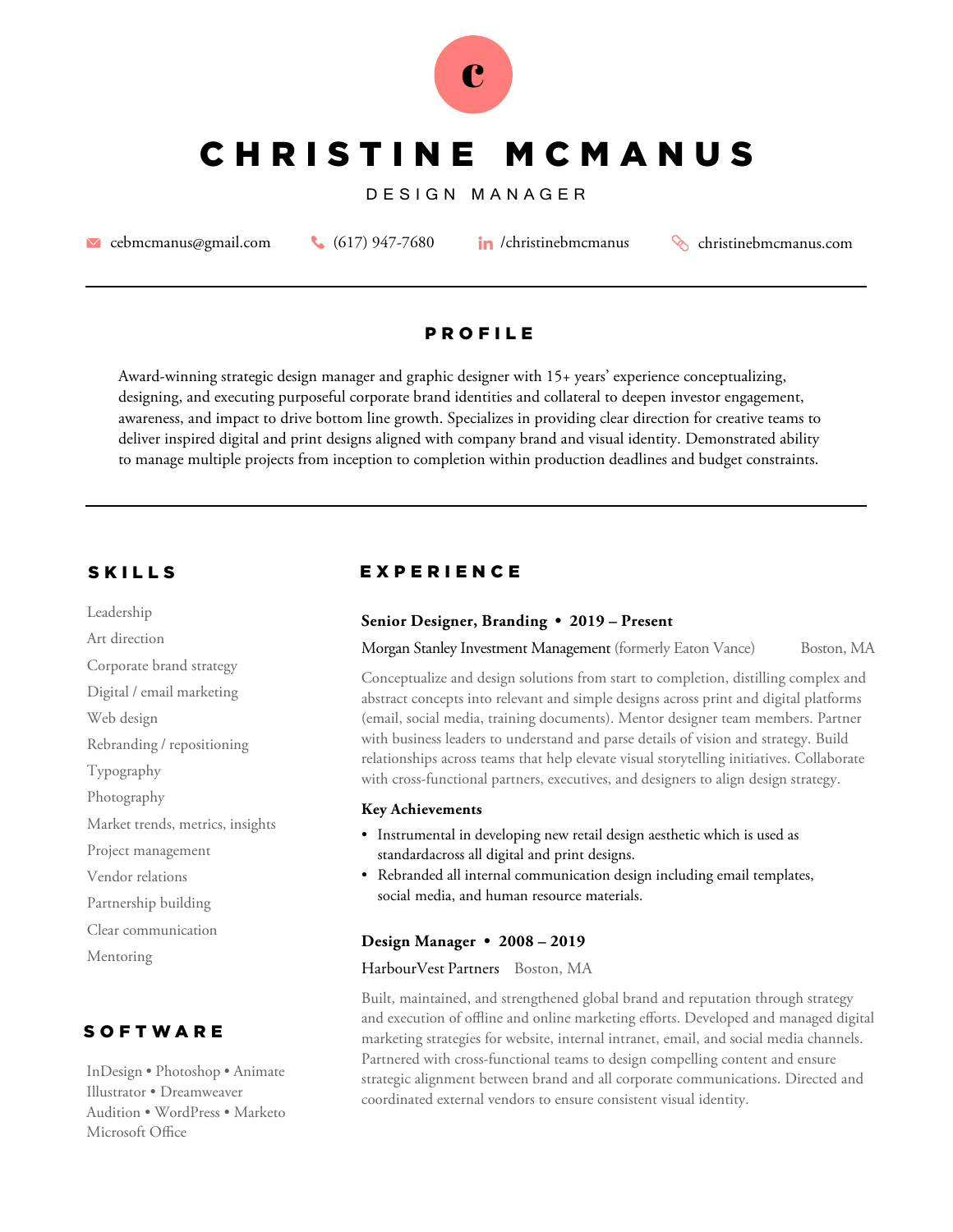c

# CHRISTINE MCMANUS

DESIGN MANAGER

cebmcmanus@gmail.com | (617) 947-7680 | /christinebmcmanus | christinebmcmanus.com

## PROFILE

Award-winning strategic design manager and graphic designer with 15+ years' experience conceptualizing, designing, and executing purposeful corporate brand identities and collateral to deepen investor engagement, awareness, and impact to drive bottom line growth. Specializes in providing clear direction for creative teams to deliver inspired digital and print designs aligned with company brand and visual identity. Demonstrated ability to manage multiple projects from inception to completion within production deadlines and budget constraints.

## SKILLS

- Leadership
- Art direction
- Corporate brand strategy
- Digital / email marketing
- Web design
- Rebranding / repositioning
- Typography
- Photography
- Market trends, metrics, insights
- Project management
- Vendor relations
- Partnership building
- Clear communication
- Mentoring

## SOFTWARE

InDesign • Photoshop • Animate
Illustrator • Dreamweaver
Audition • WordPress • Marketo
Microsoft Office

## EXPERIENCE

### Senior Designer, Branding • 2019 – Present

Morgan Stanley Investment Management (formerly Eaton Vance) Boston, MA

Conceptualize and design solutions from start to completion, distilling complex and abstract concepts into relevant and simple designs across print and digital platforms (email, social media, training documents). Mentor designer team members. Partner with business leaders to understand and parse details of vision and strategy. Build relationships across teams that help elevate visual storytelling initiatives. Collaborate with cross-functional partners, executives, and designers to align design strategy.

**Key Achievements**

- Instrumental in developing new retail design aesthetic which is used as standardacross all digital and print designs.
- Rebranded all internal communication design including email templates, social media, and human resource materials.

### Design Manager • 2008 – 2019

HarbourVest Partners Boston, MA

Built, maintained, and strengthened global brand and reputation through strategy and execution of offline and online marketing efforts. Developed and managed digital marketing strategies for website, internal intranet, email, and social media channels. Partnered with cross-functional teams to design compelling content and ensure strategic alignment between brand and all corporate communications. Directed and coordinated external vendors to ensure consistent visual identity.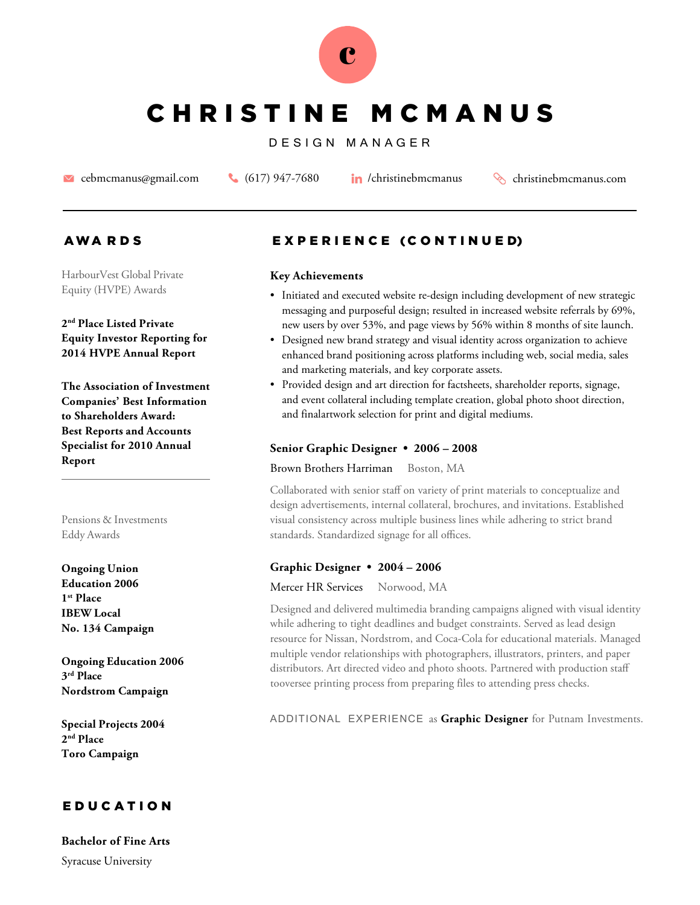c

# CHRISTINE MCMANUS

DESIGN MANAGER

cebmcmanus@gmail.com | (617) 947-7680 | /christinebmcmanus | christinebmcmanus.com

## AWARDS

HarbourVest Global Private Equity (HVPE) Awards

**2nd Place Listed Private Equity Investor Reporting for 2014 HVPE Annual Report**

**The Association of Investment Companies' Best Information to Shareholders Award: Best Reports and Accounts Specialist for 2010 Annual Report**

---

Pensions & Investments Eddy Awards

**Ongoing Union Education 2006**
**1st Place**
**IBEW Local No. 134 Campaign**

**Ongoing Education 2006**
**3rd Place**
**Nordstrom Campaign**

**Special Projects 2004**
**2nd Place**
**Toro Campaign**

## EDUCATION

**Bachelor of Fine Arts**

Syracuse University

## EXPERIENCE (CONTINUED)

**Key Achievements**

- Initiated and executed website re-design including development of new strategic messaging and purposeful design; resulted in increased website referrals by 69%, new users by over 53%, and page views by 56% within 8 months of site launch.
- Designed new brand strategy and visual identity across organization to achieve enhanced brand positioning across platforms including web, social media, sales and marketing materials, and key corporate assets.
- Provided design and art direction for factsheets, shareholder reports, signage, and event collateral including template creation, global photo shoot direction, and finalartwork selection for print and digital mediums.

### Senior Graphic Designer • 2006 – 2008

Brown Brothers Harriman    Boston, MA

Collaborated with senior staff on variety of print materials to conceptualize and design advertisements, internal collateral, brochures, and invitations. Established visual consistency across multiple business lines while adhering to strict brand standards. Standardized signage for all offices.

### Graphic Designer • 2004 – 2006

Mercer HR Services    Norwood, MA

Designed and delivered multimedia branding campaigns aligned with visual identity while adhering to tight deadlines and budget constraints. Served as lead design resource for Nissan, Nordstrom, and Coca-Cola for educational materials. Managed multiple vendor relationships with photographers, illustrators, printers, and paper distributors. Art directed video and photo shoots. Partnered with production staff tooversee printing process from preparing files to attending press checks.

ADDITIONAL EXPERIENCE as **Graphic Designer** for Putnam Investments.